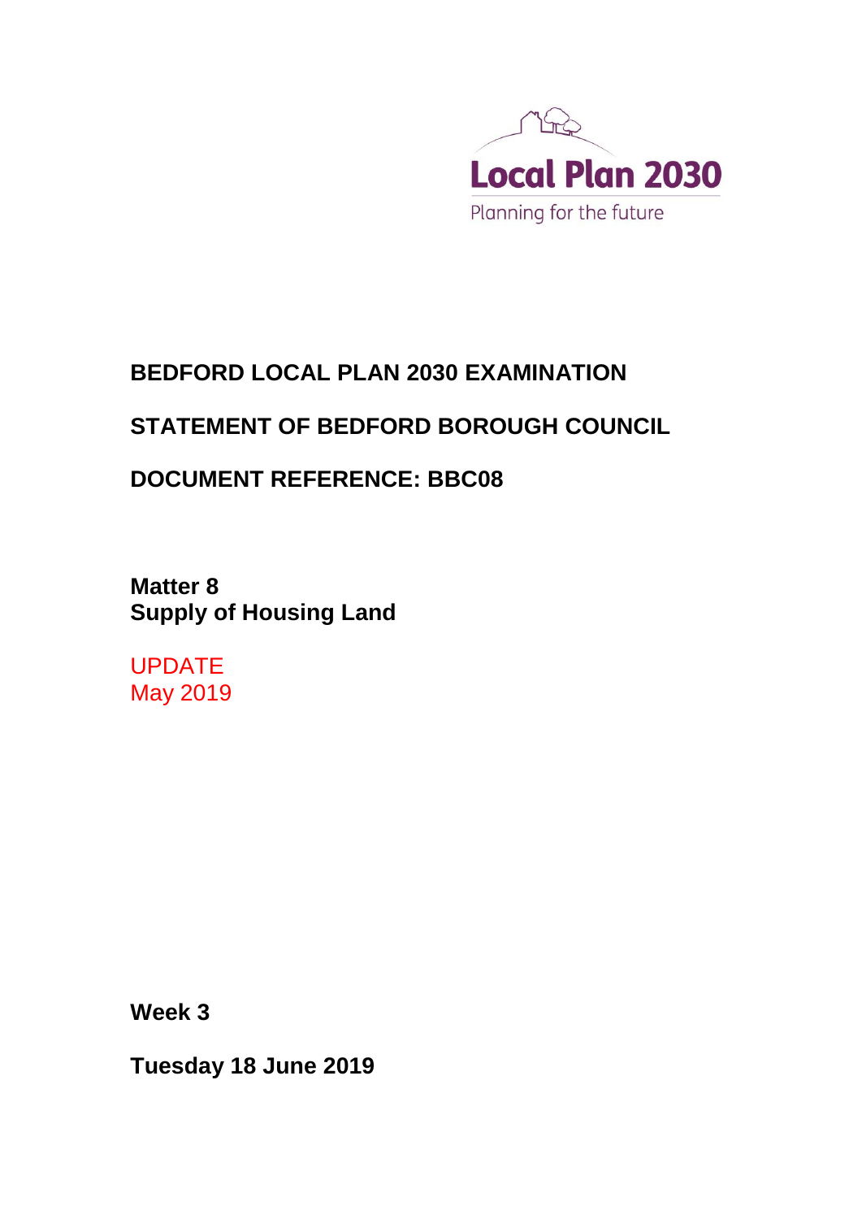Local Plan 2030

Planning for the future

# BEDFORD LOCAL PLAN 2030 EXAMINATION

# STATEMENT OF BEDFORD BOROUGH COUNCIL

# DOCUMENT REFERENCE: BBC08

**Matter 8**
**Supply of Housing Land**

UPDATE
May 2019

**Week 3**

**Tuesday 18 June 2019**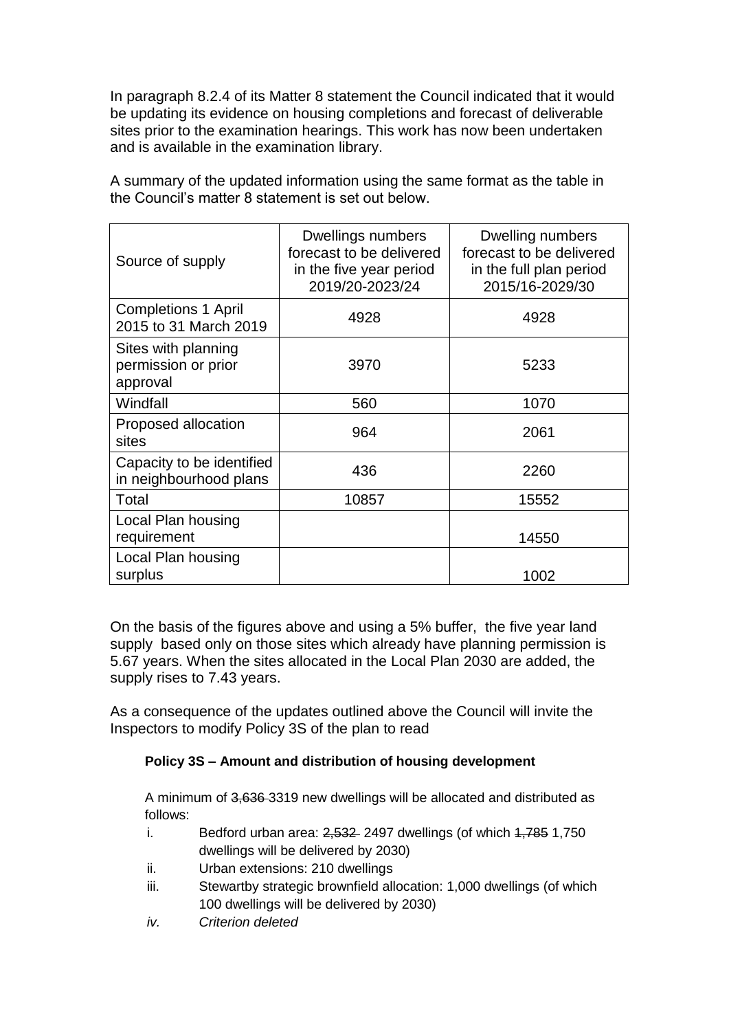In paragraph 8.2.4 of its Matter 8 statement the Council indicated that it would be updating its evidence on housing completions and forecast of deliverable sites prior to the examination hearings. This work has now been undertaken and is available in the examination library.

A summary of the updated information using the same format as the table in the Council's matter 8 statement is set out below.

| Source of supply | Dwellings numbers forecast to be delivered in the five year period 2019/20-2023/24 | Dwelling numbers forecast to be delivered in the full plan period 2015/16-2029/30 |
|---|---|---|
| Completions 1 April 2015 to 31 March 2019 | 4928 | 4928 |
| Sites with planning permission or prior approval | 3970 | 5233 |
| Windfall | 560 | 1070 |
| Proposed allocation sites | 964 | 2061 |
| Capacity to be identified in neighbourhood plans | 436 | 2260 |
| Total | 10857 | 15552 |
| Local Plan housing requirement | | 14550 |
| Local Plan housing surplus | | 1002 |

On the basis of the figures above and using a 5% buffer, the five year land supply based only on those sites which already have planning permission is 5.67 years. When the sites allocated in the Local Plan 2030 are added, the supply rises to 7.43 years.

As a consequence of the updates outlined above the Council will invite the Inspectors to modify Policy 3S of the plan to read

**Policy 3S – Amount and distribution of housing development**

A minimum of ~~3,636~~ 3319 new dwellings will be allocated and distributed as follows:

i. Bedford urban area: ~~2,532~~ 2497 dwellings (of which ~~1,785~~ 1,750 dwellings will be delivered by 2030)

ii. Urban extensions: 210 dwellings

iii. Stewartby strategic brownfield allocation: 1,000 dwellings (of which 100 dwellings will be delivered by 2030)

*iv. Criterion deleted*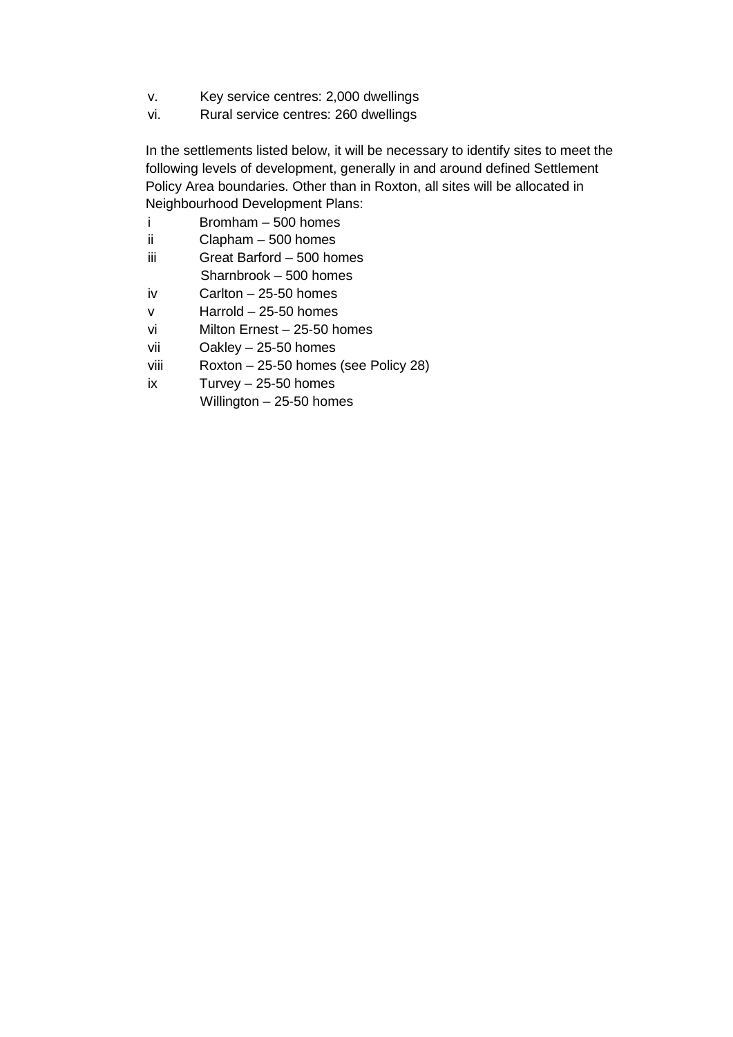v. Key service centres: 2,000 dwellings
vi. Rural service centres: 260 dwellings

In the settlements listed below, it will be necessary to identify sites to meet the following levels of development, generally in and around defined Settlement Policy Area boundaries. Other than in Roxton, all sites will be allocated in Neighbourhood Development Plans:

i Bromham – 500 homes
ii Clapham – 500 homes
iii Great Barford – 500 homes
Sharnbrook – 500 homes
iv Carlton – 25-50 homes
v Harrold – 25-50 homes
vi Milton Ernest – 25-50 homes
vii Oakley – 25-50 homes
viii Roxton – 25-50 homes (see Policy 28)
ix Turvey – 25-50 homes
Willington – 25-50 homes